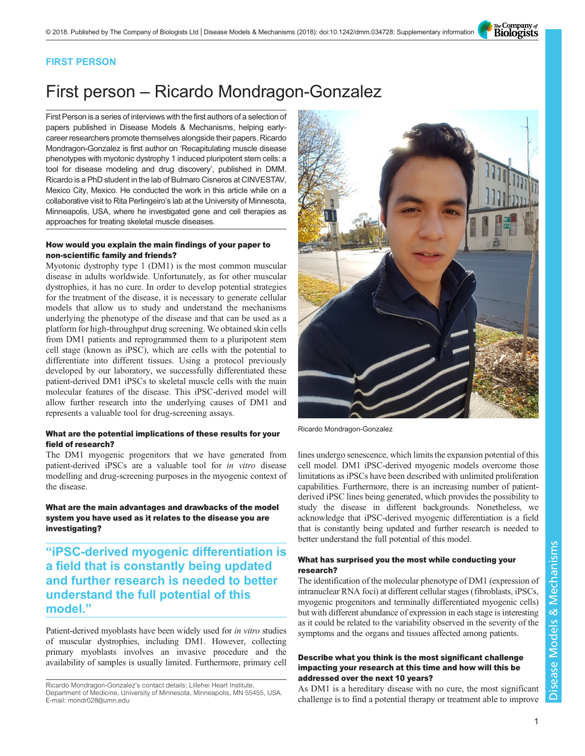FIRST PERSON

# First person – Ricardo Mondragon-Gonzalez

First Person is a series of interviews with the first authors of a selection of papers published in Disease Models & Mechanisms, helping early-career researchers promote themselves alongside their papers. Ricardo Mondragon-Gonzalez is first author on 'Recapitulating muscle disease phenotypes with myotonic dystrophy 1 induced pluripotent stem cells: a tool for disease modeling and drug discovery', published in DMM. Ricardo is a PhD student in the lab of Bulmaro Cisneros at CINVESTAV, Mexico City, Mexico. He conducted the work in this article while on a collaborative visit to Rita Perlingeiro's lab at the University of Minnesota, Minneapolis, USA, where he investigated gene and cell therapies as approaches for treating skeletal muscle diseases.

Ricardo Mondragon-Gonzalez

### How would you explain the main findings of your paper to non-scientific family and friends?

Myotonic dystrophy type 1 (DM1) is the most common muscular disease in adults worldwide. Unfortunately, as for other muscular dystrophies, it has no cure. In order to develop potential strategies for the treatment of the disease, it is necessary to generate cellular models that allow us to study and understand the mechanisms underlying the phenotype of the disease and that can be used as a platform for high-throughput drug screening. We obtained skin cells from DM1 patients and reprogrammed them to a pluripotent stem cell stage (known as iPSC), which are cells with the potential to differentiate into different tissues. Using a protocol previously developed by our laboratory, we successfully differentiated these patient-derived DM1 iPSCs to skeletal muscle cells with the main molecular features of the disease. This iPSC-derived model will allow further research into the underlying causes of DM1 and represents a valuable tool for drug-screening assays.

### What are the potential implications of these results for your field of research?

The DM1 myogenic progenitors that we have generated from patient-derived iPSCs are a valuable tool for *in vitro* disease modelling and drug-screening purposes in the myogenic context of the disease.

### What are the main advantages and drawbacks of the model system you have used as it relates to the disease you are investigating?

> "iPSC-derived myogenic differentiation is a field that is constantly being updated and further research is needed to better understand the full potential of this model."

Patient-derived myoblasts have been widely used for *in vitro* studies of muscular dystrophies, including DM1. However, collecting primary myoblasts involves an invasive procedure and the availability of samples is usually limited. Furthermore, primary cell lines undergo senescence, which limits the expansion potential of this cell model. DM1 iPSC-derived myogenic models overcome those limitations as iPSCs have been described with unlimited proliferation capabilities. Furthermore, there is an increasing number of patient-derived iPSC lines being generated, which provides the possibility to study the disease in different backgrounds. Nonetheless, we acknowledge that iPSC-derived myogenic differentiation is a field that is constantly being updated and further research is needed to better understand the full potential of this model.

### What has surprised you the most while conducting your research?

The identification of the molecular phenotype of DM1 (expression of intranuclear RNA foci) at different cellular stages (fibroblasts, iPSCs, myogenic progenitors and terminally differentiated myogenic cells) but with different abundance of expression in each stage is interesting as it could be related to the variability observed in the severity of the symptoms and the organs and tissues affected among patients.

### Describe what you think is the most significant challenge impacting your research at this time and how will this be addressed over the next 10 years?

As DM1 is a hereditary disease with no cure, the most significant challenge is to find a potential therapy or treatment able to improve

Ricardo Mondragon-Gonzalez's contact details: Lillehei Heart Institute, Department of Medicine, University of Minnesota, Minneapolis, MN 55455, USA. E-mail: mondr028@umn.edu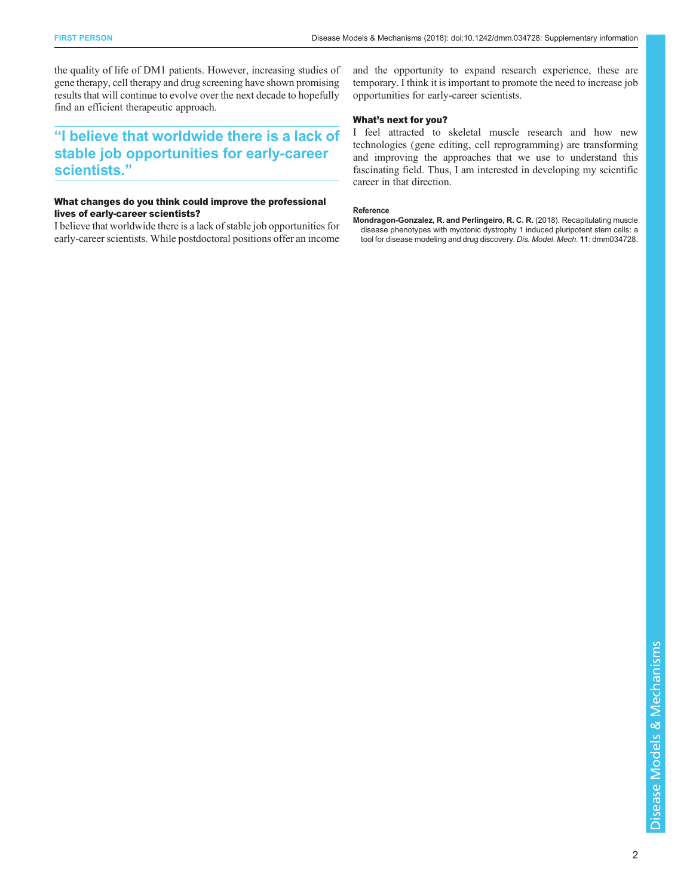the quality of life of DM1 patients. However, increasing studies of gene therapy, cell therapy and drug screening have shown promising results that will continue to evolve over the next decade to hopefully find an efficient therapeutic approach.

> **"I believe that worldwide there is a lack of stable job opportunities for early-career scientists."**

### What changes do you think could improve the professional lives of early-career scientists?

I believe that worldwide there is a lack of stable job opportunities for early-career scientists. While postdoctoral positions offer an income and the opportunity to expand research experience, these are temporary. I think it is important to promote the need to increase job opportunities for early-career scientists.

### What's next for you?

I feel attracted to skeletal muscle research and how new technologies (gene editing, cell reprogramming) are transforming and improving the approaches that we use to understand this fascinating field. Thus, I am interested in developing my scientific career in that direction.

#### Reference

**Mondragon-Gonzalez, R. and Perlingeiro, R. C. R.** (2018). Recapitulating muscle disease phenotypes with myotonic dystrophy 1 induced pluripotent stem cells: a tool for disease modeling and drug discovery. *Dis. Model. Mech.* **11**: dmm034728.